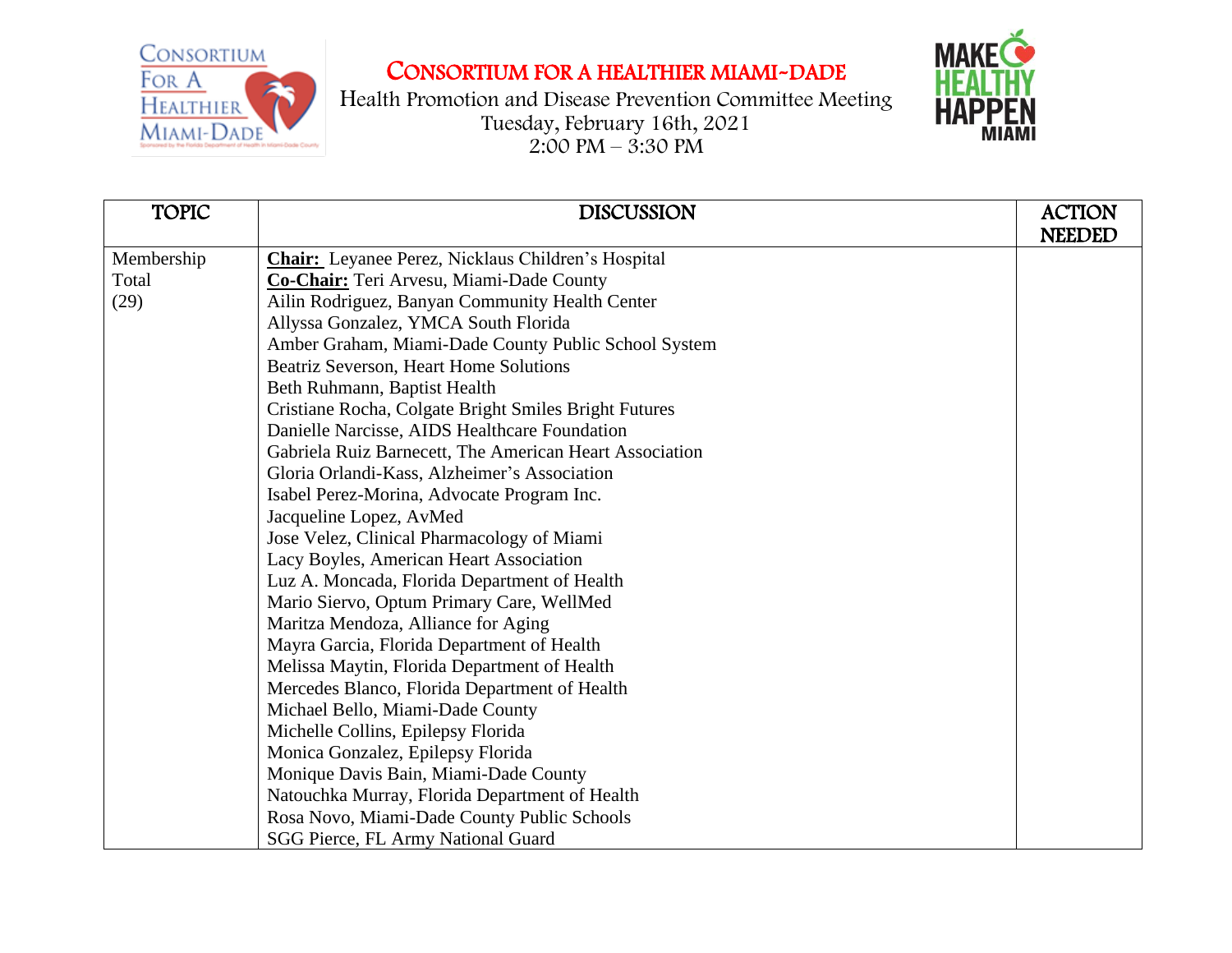# CONSORTIUM FOR A HEALTHIER MIAMI-DADE

Health Promotion and Disease Prevention Committee Meeting
Tuesday, February 16th, 2021
2:00 PM – 3:30 PM

| TOPIC | DISCUSSION | ACTION NEEDED |
|---|---|---|
| Membership Total (29) | **Chair:** Leyanee Perez, Nicklaus Children's Hospital<br>**Co-Chair:** Teri Arvesu, Miami-Dade County<br>Ailin Rodriguez, Banyan Community Health Center<br>Allyssa Gonzalez, YMCA South Florida<br>Amber Graham, Miami-Dade County Public School System<br>Beatriz Severson, Heart Home Solutions<br>Beth Ruhmann, Baptist Health<br>Cristiane Rocha, Colgate Bright Smiles Bright Futures<br>Danielle Narcisse, AIDS Healthcare Foundation<br>Gabriela Ruiz Barnecett, The American Heart Association<br>Gloria Orlandi-Kass, Alzheimer's Association<br>Isabel Perez-Morina, Advocate Program Inc.<br>Jacqueline Lopez, AvMed<br>Jose Velez, Clinical Pharmacology of Miami<br>Lacy Boyles, American Heart Association<br>Luz A. Moncada, Florida Department of Health<br>Mario Siervo, Optum Primary Care, WellMed<br>Maritza Mendoza, Alliance for Aging<br>Mayra Garcia, Florida Department of Health<br>Melissa Maytin, Florida Department of Health<br>Mercedes Blanco, Florida Department of Health<br>Michael Bello, Miami-Dade County<br>Michelle Collins, Epilepsy Florida<br>Monica Gonzalez, Epilepsy Florida<br>Monique Davis Bain, Miami-Dade County<br>Natouchka Murray, Florida Department of Health<br>Rosa Novo, Miami-Dade County Public Schools<br>SGG Pierce, FL Army National Guard | |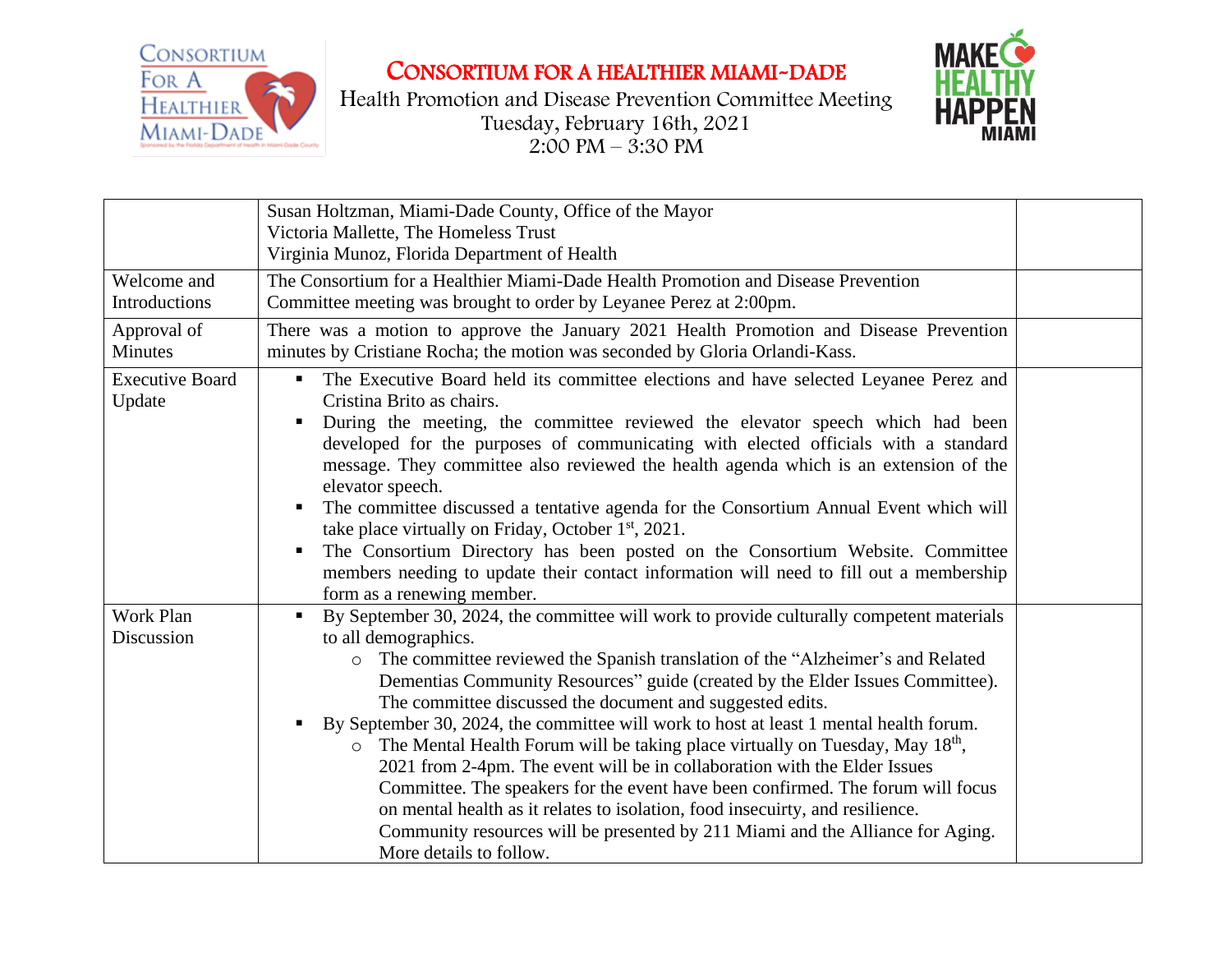# CONSORTIUM FOR A HEALTHIER MIAMI-DADE

Health Promotion and Disease Prevention Committee Meeting
Tuesday, February 16th, 2021
2:00 PM – 3:30 PM

| | | |
|---|---|---|
| | Susan Holtzman, Miami-Dade County, Office of the Mayor<br>Victoria Mallette, The Homeless Trust<br>Virginia Munoz, Florida Department of Health | |
| Welcome and Introductions | The Consortium for a Healthier Miami-Dade Health Promotion and Disease Prevention Committee meeting was brought to order by Leyanee Perez at 2:00pm. | |
| Approval of Minutes | There was a motion to approve the January 2021 Health Promotion and Disease Prevention minutes by Cristiane Rocha; the motion was seconded by Gloria Orlandi-Kass. | |
| Executive Board Update | ▪ The Executive Board held its committee elections and have selected Leyanee Perez and Cristina Brito as chairs.<br>▪ During the meeting, the committee reviewed the elevator speech which had been developed for the purposes of communicating with elected officials with a standard message. They committee also reviewed the health agenda which is an extension of the elevator speech.<br>▪ The committee discussed a tentative agenda for the Consortium Annual Event which will take place virtually on Friday, October 1st, 2021.<br>▪ The Consortium Directory has been posted on the Consortium Website. Committee members needing to update their contact information will need to fill out a membership form as a renewing member. | |
| Work Plan Discussion | ▪ By September 30, 2024, the committee will work to provide culturally competent materials to all demographics.<br>&nbsp;&nbsp;&nbsp;&nbsp;○ The committee reviewed the Spanish translation of the "Alzheimer's and Related Dementias Community Resources" guide (created by the Elder Issues Committee). The committee discussed the document and suggested edits.<br>▪ By September 30, 2024, the committee will work to host at least 1 mental health forum.<br>&nbsp;&nbsp;&nbsp;&nbsp;○ The Mental Health Forum will be taking place virtually on Tuesday, May 18th, 2021 from 2-4pm. The event will be in collaboration with the Elder Issues Committee. The speakers for the event have been confirmed. The forum will focus on mental health as it relates to isolation, food insecuirty, and resilience. Community resources will be presented by 211 Miami and the Alliance for Aging. More details to follow. | |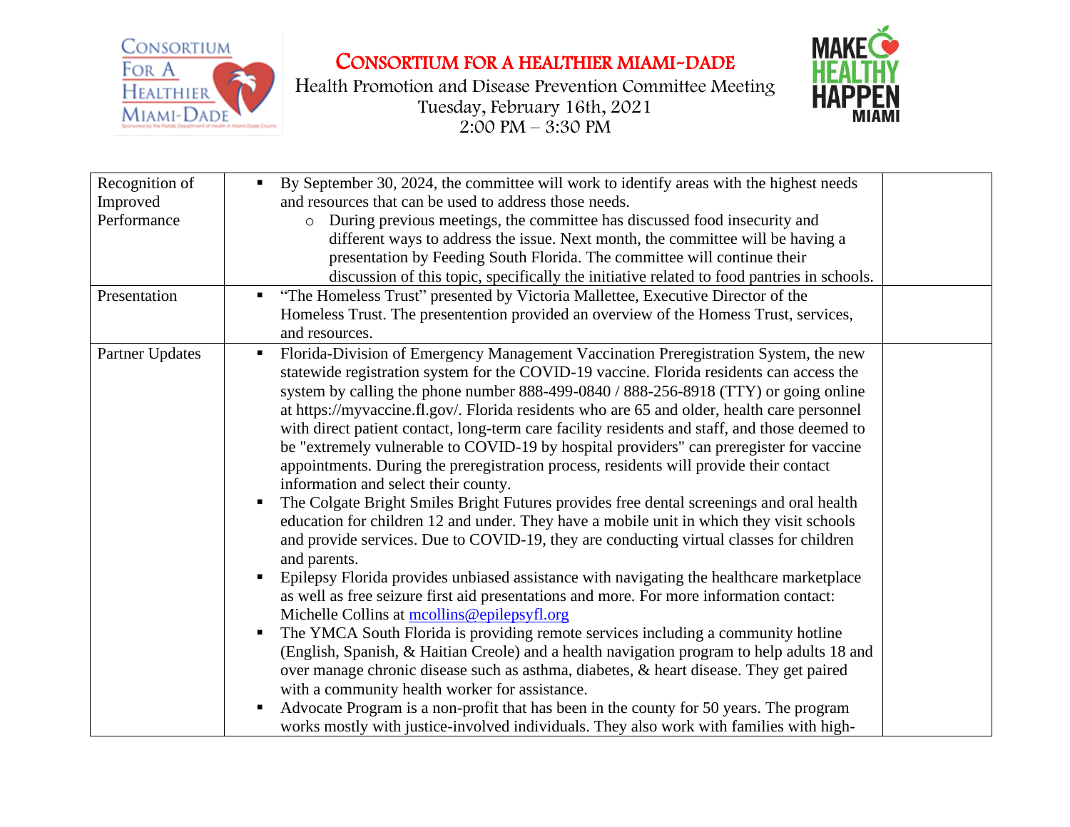# CONSORTIUM FOR A HEALTHIER MIAMI-DADE

Health Promotion and Disease Prevention Committee Meeting
Tuesday, February 16th, 2021
2:00 PM – 3:30 PM

| | | |
|---|---|---|
| Recognition of Improved Performance | ▪ By September 30, 2024, the committee will work to identify areas with the highest needs and resources that can be used to address those needs.<br>○ During previous meetings, the committee has discussed food insecurity and different ways to address the issue. Next month, the committee will be having a presentation by Feeding South Florida. The committee will continue their discussion of this topic, specifically the initiative related to food pantries in schools. | |
| Presentation | ▪ "The Homeless Trust" presented by Victoria Mallettee, Executive Director of the Homeless Trust. The presentention provided an overview of the Homess Trust, services, and resources. | |
| Partner Updates | ▪ Florida-Division of Emergency Management Vaccination Preregistration System, the new statewide registration system for the COVID-19 vaccine. Florida residents can access the system by calling the phone number 888-499-0840 / 888-256-8918 (TTY) or going online at https://myvaccine.fl.gov/. Florida residents who are 65 and older, health care personnel with direct patient contact, long-term care facility residents and staff, and those deemed to be "extremely vulnerable to COVID-19 by hospital providers" can preregister for vaccine appointments. During the preregistration process, residents will provide their contact information and select their county.<br>▪ The Colgate Bright Smiles Bright Futures provides free dental screenings and oral health education for children 12 and under. They have a mobile unit in which they visit schools and provide services. Due to COVID-19, they are conducting virtual classes for children and parents.<br>▪ Epilepsy Florida provides unbiased assistance with navigating the healthcare marketplace as well as free seizure first aid presentations and more. For more information contact: Michelle Collins at mcollins@epilepsyfl.org<br>▪ The YMCA South Florida is providing remote services including a community hotline (English, Spanish, & Haitian Creole) and a health navigation program to help adults 18 and over manage chronic disease such as asthma, diabetes, & heart disease. They get paired with a community health worker for assistance.<br>▪ Advocate Program is a non-profit that has been in the county for 50 years. The program works mostly with justice-involved individuals. They also work with families with high- | |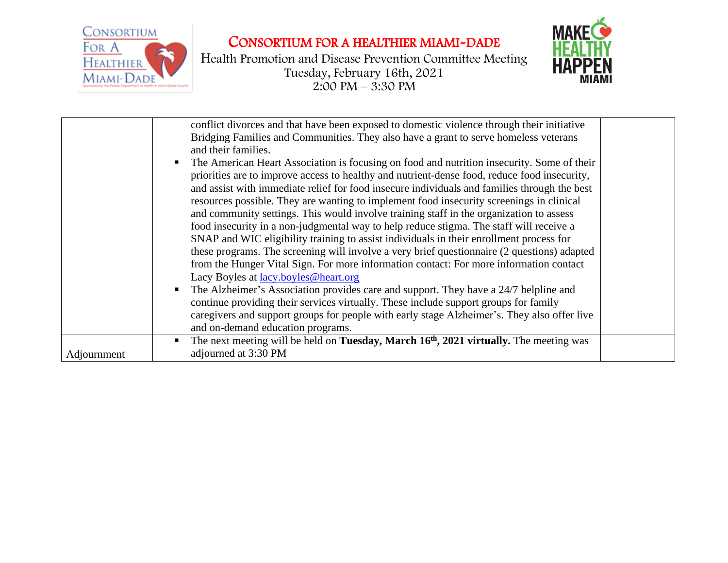| | | |
|---|---|---|
| | conflict divorces and that have been exposed to domestic violence through their initiative Bridging Families and Communities. They also have a grant to serve homeless veterans and their families.<br>▪ The American Heart Association is focusing on food and nutrition insecurity. Some of their priorities are to improve access to healthy and nutrient-dense food, reduce food insecurity, and assist with immediate relief for food insecure individuals and families through the best resources possible. They are wanting to implement food insecurity screenings in clinical and community settings. This would involve training staff in the organization to assess food insecurity in a non-judgmental way to help reduce stigma. The staff will receive a SNAP and WIC eligibility training to assist individuals in their enrollment process for these programs. The screening will involve a very brief questionnaire (2 questions) adapted from the Hunger Vital Sign. For more information contact: For more information contact Lacy Boyles at [lacy.boyles@heart.org](mailto:lacy.boyles@heart.org)<br>▪ The Alzheimer's Association provides care and support. They have a 24/7 helpline and continue providing their services virtually. These include support groups for family caregivers and support groups for people with early stage Alzheimer's. They also offer live and on-demand education programs. | |
| Adjournment | ▪ The next meeting will be held on **Tuesday, March 16th, 2021 virtually.** The meeting was adjourned at 3:30 PM | |